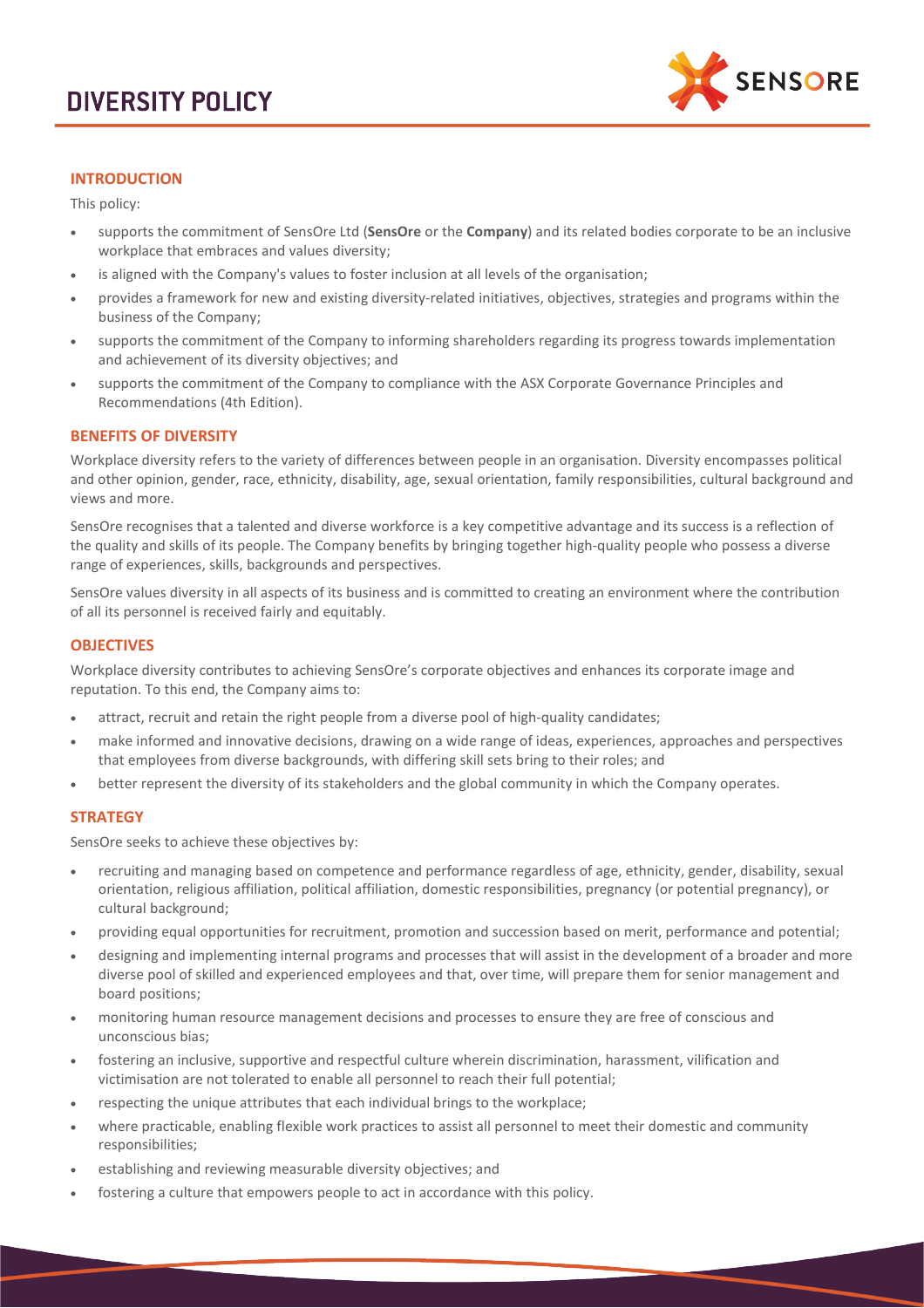# DIVERSITY POLICY

## INTRODUCTION

This policy:

- supports the commitment of SensOre Ltd (**SensOre** or the **Company**) and its related bodies corporate to be an inclusive workplace that embraces and values diversity;
- is aligned with the Company's values to foster inclusion at all levels of the organisation;
- provides a framework for new and existing diversity-related initiatives, objectives, strategies and programs within the business of the Company;
- supports the commitment of the Company to informing shareholders regarding its progress towards implementation and achievement of its diversity objectives; and
- supports the commitment of the Company to compliance with the ASX Corporate Governance Principles and Recommendations (4th Edition).

## BENEFITS OF DIVERSITY

Workplace diversity refers to the variety of differences between people in an organisation. Diversity encompasses political and other opinion, gender, race, ethnicity, disability, age, sexual orientation, family responsibilities, cultural background and views and more.

SensOre recognises that a talented and diverse workforce is a key competitive advantage and its success is a reflection of the quality and skills of its people. The Company benefits by bringing together high-quality people who possess a diverse range of experiences, skills, backgrounds and perspectives.

SensOre values diversity in all aspects of its business and is committed to creating an environment where the contribution of all its personnel is received fairly and equitably.

## OBJECTIVES

Workplace diversity contributes to achieving SensOre's corporate objectives and enhances its corporate image and reputation. To this end, the Company aims to:

- attract, recruit and retain the right people from a diverse pool of high-quality candidates;
- make informed and innovative decisions, drawing on a wide range of ideas, experiences, approaches and perspectives that employees from diverse backgrounds, with differing skill sets bring to their roles; and
- better represent the diversity of its stakeholders and the global community in which the Company operates.

## STRATEGY

SensOre seeks to achieve these objectives by:

- recruiting and managing based on competence and performance regardless of age, ethnicity, gender, disability, sexual orientation, religious affiliation, political affiliation, domestic responsibilities, pregnancy (or potential pregnancy), or cultural background;
- providing equal opportunities for recruitment, promotion and succession based on merit, performance and potential;
- designing and implementing internal programs and processes that will assist in the development of a broader and more diverse pool of skilled and experienced employees and that, over time, will prepare them for senior management and board positions;
- monitoring human resource management decisions and processes to ensure they are free of conscious and unconscious bias;
- fostering an inclusive, supportive and respectful culture wherein discrimination, harassment, vilification and victimisation are not tolerated to enable all personnel to reach their full potential;
- respecting the unique attributes that each individual brings to the workplace;
- where practicable, enabling flexible work practices to assist all personnel to meet their domestic and community responsibilities;
- establishing and reviewing measurable diversity objectives; and
- fostering a culture that empowers people to act in accordance with this policy.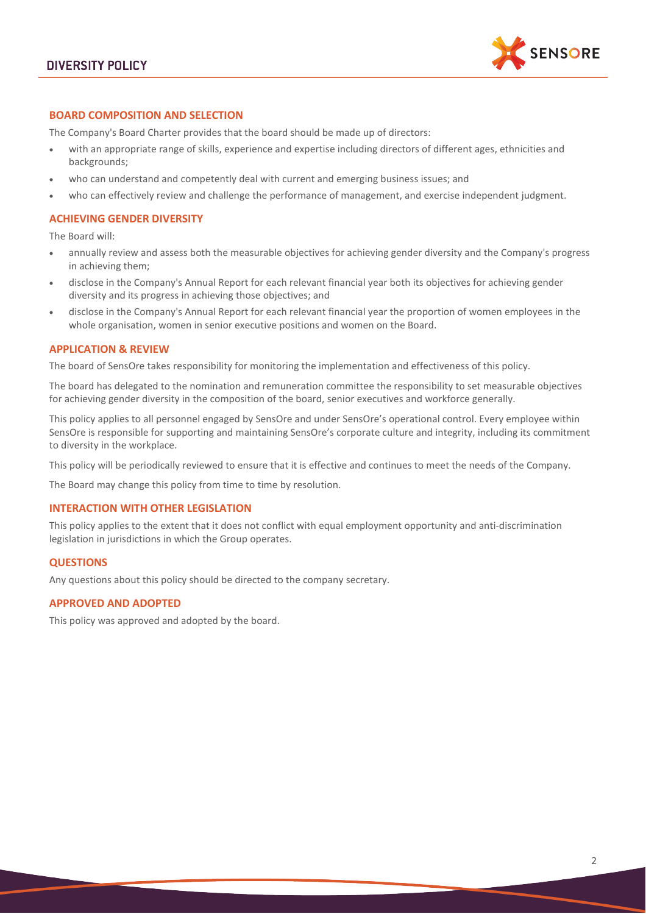## BOARD COMPOSITION AND SELECTION

The Company's Board Charter provides that the board should be made up of directors:

- with an appropriate range of skills, experience and expertise including directors of different ages, ethnicities and backgrounds;
- who can understand and competently deal with current and emerging business issues; and
- who can effectively review and challenge the performance of management, and exercise independent judgment.

## ACHIEVING GENDER DIVERSITY

The Board will:

- annually review and assess both the measurable objectives for achieving gender diversity and the Company's progress in achieving them;
- disclose in the Company's Annual Report for each relevant financial year both its objectives for achieving gender diversity and its progress in achieving those objectives; and
- disclose in the Company's Annual Report for each relevant financial year the proportion of women employees in the whole organisation, women in senior executive positions and women on the Board.

## APPLICATION & REVIEW

The board of SensOre takes responsibility for monitoring the implementation and effectiveness of this policy.

The board has delegated to the nomination and remuneration committee the responsibility to set measurable objectives for achieving gender diversity in the composition of the board, senior executives and workforce generally.

This policy applies to all personnel engaged by SensOre and under SensOre's operational control. Every employee within SensOre is responsible for supporting and maintaining SensOre's corporate culture and integrity, including its commitment to diversity in the workplace.

This policy will be periodically reviewed to ensure that it is effective and continues to meet the needs of the Company.

The Board may change this policy from time to time by resolution.

## INTERACTION WITH OTHER LEGISLATION

This policy applies to the extent that it does not conflict with equal employment opportunity and anti-discrimination legislation in jurisdictions in which the Group operates.

## QUESTIONS

Any questions about this policy should be directed to the company secretary.

## APPROVED AND ADOPTED

This policy was approved and adopted by the board.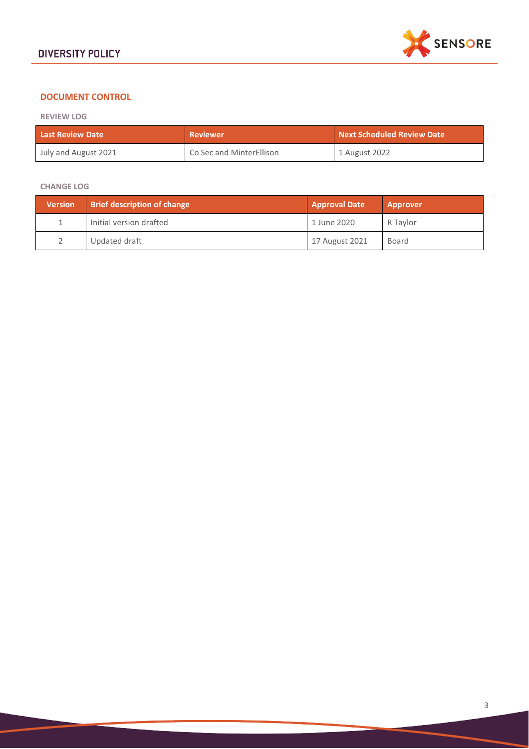## DOCUMENT CONTROL

### REVIEW LOG

| Last Review Date | Reviewer | Next Scheduled Review Date |
|---|---|---|
| July and August 2021 | Co Sec and MinterEllison | 1 August 2022 |

### CHANGE LOG

| Version | Brief description of change | Approval Date | Approver |
|---|---|---|---|
| 1 | Initial version drafted | 1 June 2020 | R Taylor |
| 2 | Updated draft | 17 August 2021 | Board |